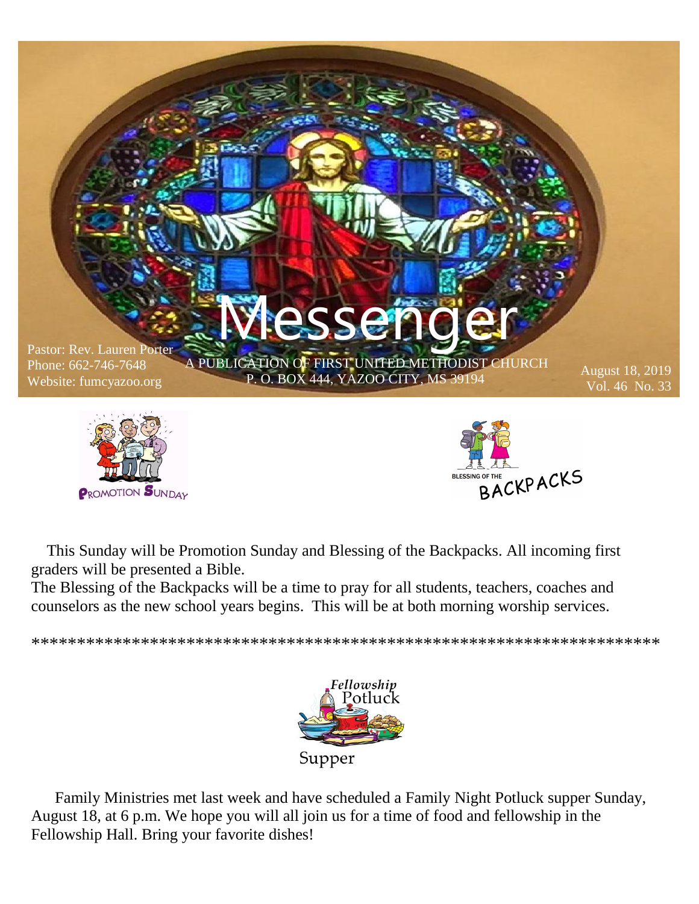# Messenger

Pastor: Rev. Lauren Porter
Phone: 662-746-7648
Website: fumcyazoo.org

A PUBLICATION OF FIRST UNITED METHODIST CHURCH
P. O. BOX 444, YAZOO CITY, MS 39194

August 18, 2019
Vol. 46 No. 33

PROMOTION SUNDAY

BLESSING OF THE BACKPACKS

This Sunday will be Promotion Sunday and Blessing of the Backpacks. All incoming first graders will be presented a Bible.
The Blessing of the Backpacks will be a time to pray for all students, teachers, coaches and counselors as the new school years begins. This will be at both morning worship services.

*******************************************************************

Fellowship Potluck Supper

Family Ministries met last week and have scheduled a Family Night Potluck supper Sunday, August 18, at 6 p.m. We hope you will all join us for a time of food and fellowship in the Fellowship Hall. Bring your favorite dishes!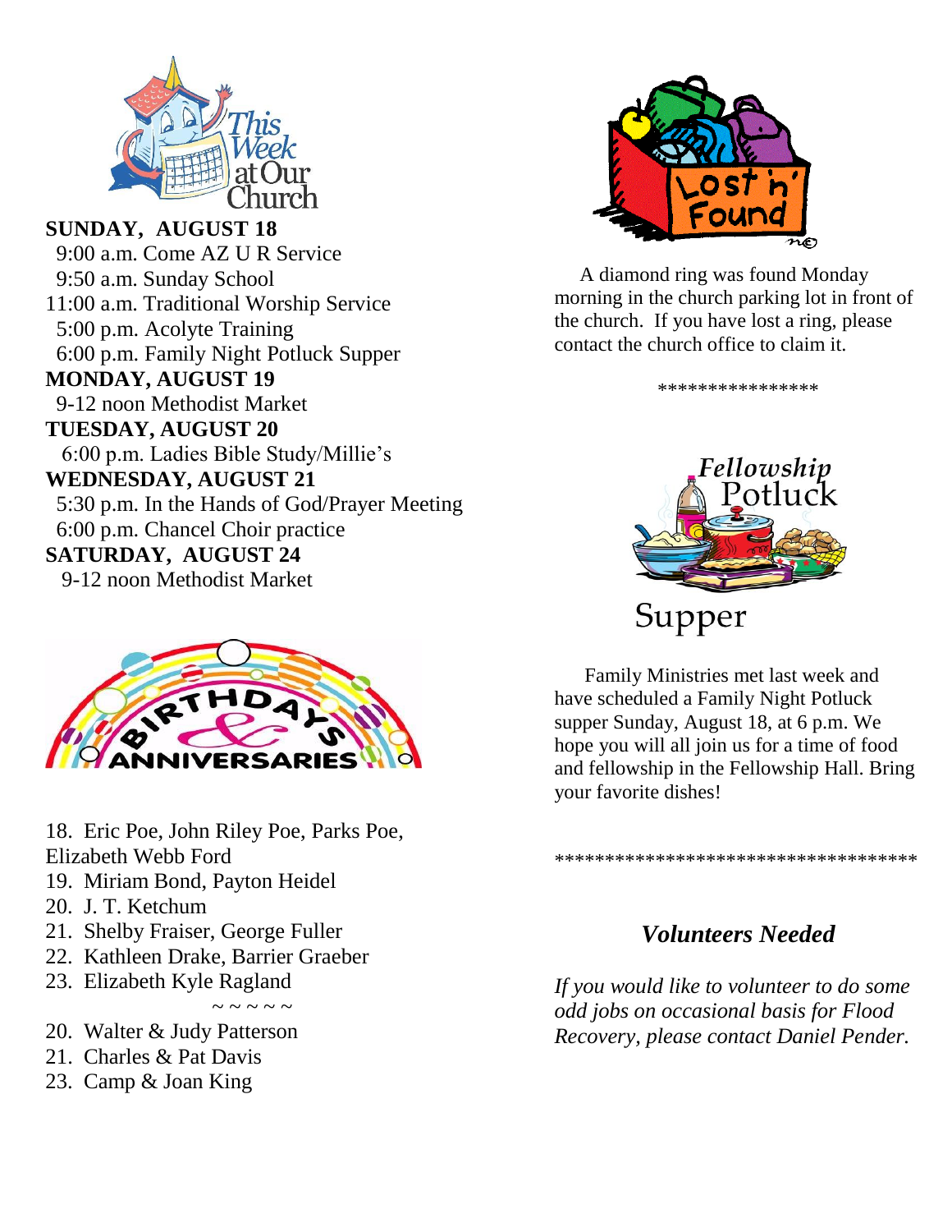# This Week at Our Church

**SUNDAY, AUGUST 18**

9:00 a.m. Come AZ U R Service
9:50 a.m. Sunday School
11:00 a.m. Traditional Worship Service
5:00 p.m. Acolyte Training
6:00 p.m. Family Night Potluck Supper

**MONDAY, AUGUST 19**

9-12 noon Methodist Market

**TUESDAY, AUGUST 20**

6:00 p.m. Ladies Bible Study/Millie's

**WEDNESDAY, AUGUST 21**

5:30 p.m. In the Hands of God/Prayer Meeting
6:00 p.m. Chancel Choir practice

**SATURDAY, AUGUST 24**

9-12 noon Methodist Market

## Birthdays & Anniversaries

18. Eric Poe, John Riley Poe, Parks Poe, Elizabeth Webb Ford
19. Miriam Bond, Payton Heidel
20. J. T. Ketchum
21. Shelby Fraiser, George Fuller
22. Kathleen Drake, Barrier Graeber
23. Elizabeth Kyle Ragland

~ ~ ~ ~ ~

20. Walter & Judy Patterson
21. Charles & Pat Davis
23. Camp & Joan King

## Lost 'n' Found

A diamond ring was found Monday morning in the church parking lot in front of the church. If you have lost a ring, please contact the church office to claim it.

****************

## Fellowship Potluck Supper

Family Ministries met last week and have scheduled a Family Night Potluck supper Sunday, August 18, at 6 p.m. We hope you will all join us for a time of food and fellowship in the Fellowship Hall. Bring your favorite dishes!

************************************

### *Volunteers Needed*

*If you would like to volunteer to do some odd jobs on occasional basis for Flood Recovery, please contact Daniel Pender.*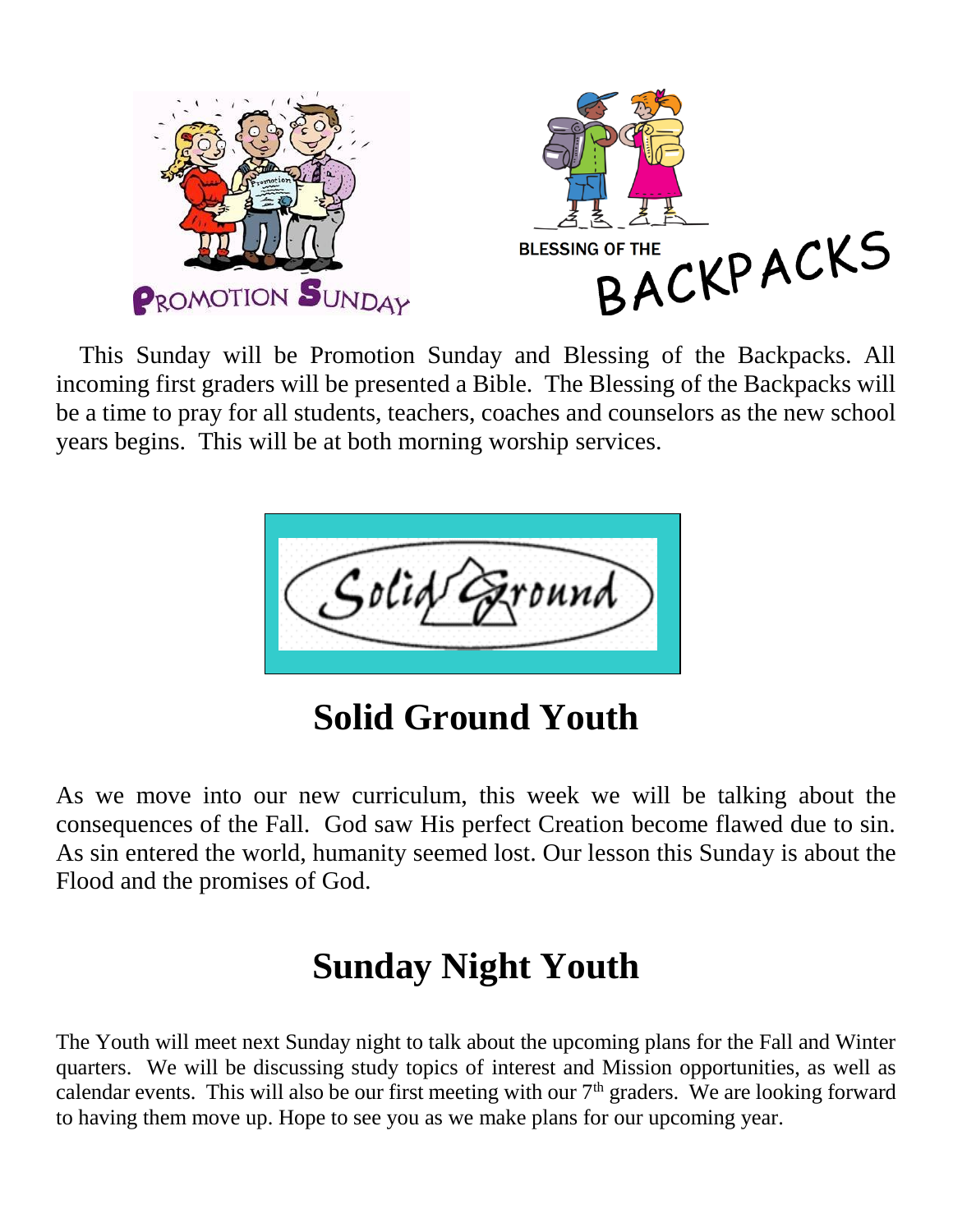PROMOTION SUNDAY

BLESSING OF THE BACKPACKS

This Sunday will be Promotion Sunday and Blessing of the Backpacks. All incoming first graders will be presented a Bible. The Blessing of the Backpacks will be a time to pray for all students, teachers, coaches and counselors as the new school years begins. This will be at both morning worship services.

Solid Ground

# Solid Ground Youth

As we move into our new curriculum, this week we will be talking about the consequences of the Fall. God saw His perfect Creation become flawed due to sin. As sin entered the world, humanity seemed lost. Our lesson this Sunday is about the Flood and the promises of God.

# Sunday Night Youth

The Youth will meet next Sunday night to talk about the upcoming plans for the Fall and Winter quarters. We will be discussing study topics of interest and Mission opportunities, as well as calendar events. This will also be our first meeting with our 7th graders. We are looking forward to having them move up. Hope to see you as we make plans for our upcoming year.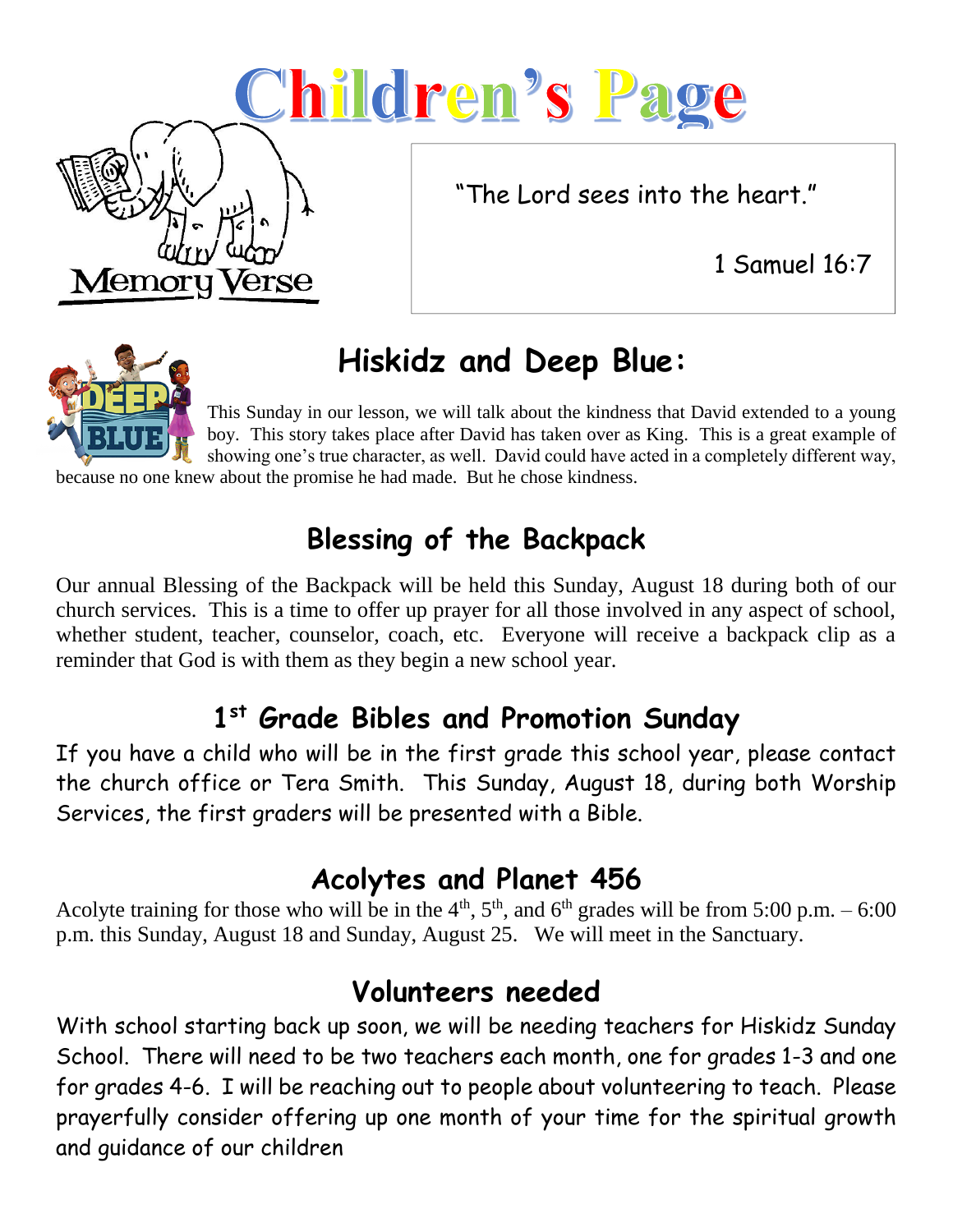# Children's Page

Memory Verse

"The Lord sees into the heart."

1 Samuel 16:7

## Hiskidz and Deep Blue:

This Sunday in our lesson, we will talk about the kindness that David extended to a young boy. This story takes place after David has taken over as King. This is a great example of showing one's true character, as well. David could have acted in a completely different way, because no one knew about the promise he had made. But he chose kindness.

## Blessing of the Backpack

Our annual Blessing of the Backpack will be held this Sunday, August 18 during both of our church services. This is a time to offer up prayer for all those involved in any aspect of school, whether student, teacher, counselor, coach, etc. Everyone will receive a backpack clip as a reminder that God is with them as they begin a new school year.

## 1st Grade Bibles and Promotion Sunday

If you have a child who will be in the first grade this school year, please contact the church office or Tera Smith. This Sunday, August 18, during both Worship Services, the first graders will be presented with a Bible.

## Acolytes and Planet 456

Acolyte training for those who will be in the 4th, 5th, and 6th grades will be from 5:00 p.m. – 6:00 p.m. this Sunday, August 18 and Sunday, August 25. We will meet in the Sanctuary.

## Volunteers needed

With school starting back up soon, we will be needing teachers for Hiskidz Sunday School. There will need to be two teachers each month, one for grades 1-3 and one for grades 4-6. I will be reaching out to people about volunteering to teach. Please prayerfully consider offering up one month of your time for the spiritual growth and guidance of our children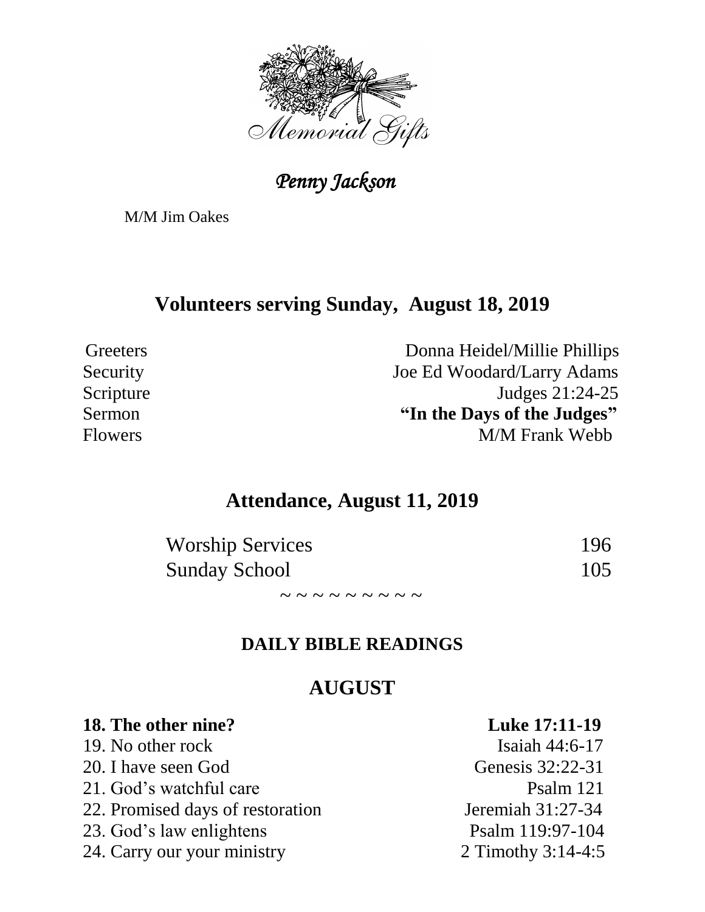*Memorial Gifts*

*Penny Jackson*

M/M Jim Oakes

## Volunteers serving Sunday, August 18, 2019

| | |
|---|---|
| Greeters | Donna Heidel/Millie Phillips |
| Security | Joe Ed Woodard/Larry Adams |
| Scripture | Judges 21:24-25 |
| Sermon | **"In the Days of the Judges"** |
| Flowers | M/M Frank Webb |

## Attendance, August 11, 2019

| | |
|---|---|
| Worship Services | 196 |
| Sunday School | 105 |

~ ~ ~ ~ ~ ~ ~ ~ ~ ~

### DAILY BIBLE READINGS

## AUGUST

| | |
|---|---|
| **18. The other nine?** | **Luke 17:11-19** |
| 19. No other rock | Isaiah 44:6-17 |
| 20. I have seen God | Genesis 32:22-31 |
| 21. God's watchful care | Psalm 121 |
| 22. Promised days of restoration | Jeremiah 31:27-34 |
| 23. God's law enlightens | Psalm 119:97-104 |
| 24. Carry our your ministry | 2 Timothy 3:14-4:5 |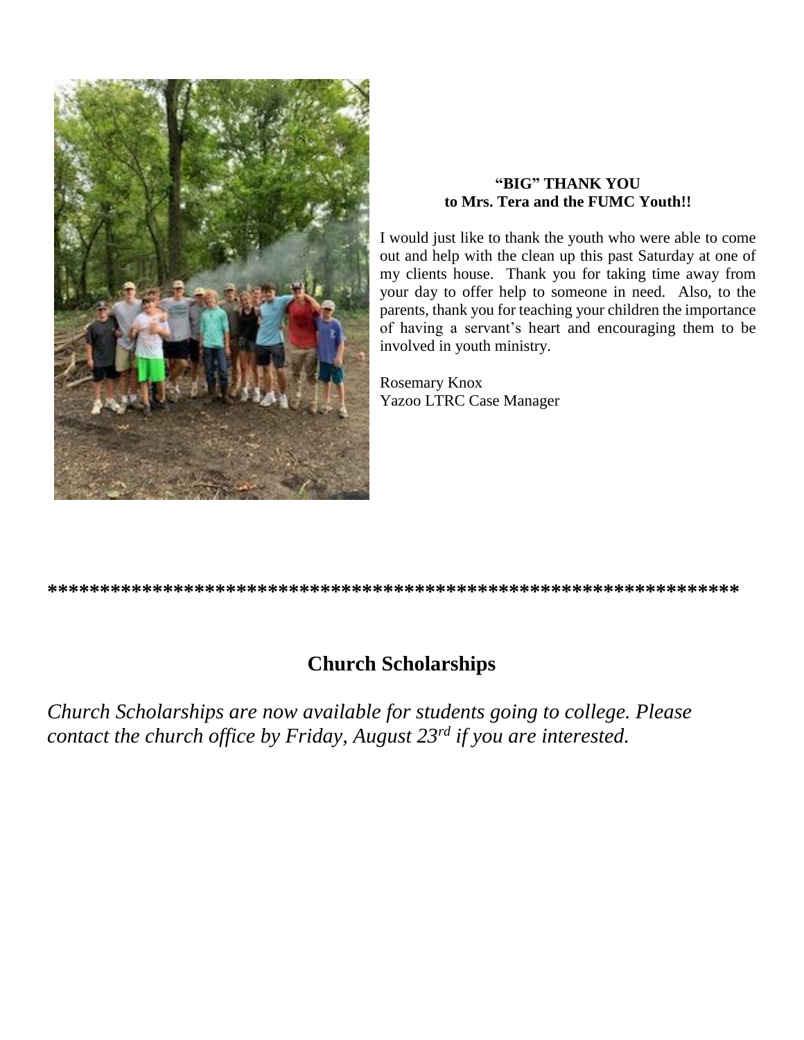**“BIG” THANK YOU**
**to Mrs. Tera and the FUMC Youth!!**

I would just like to thank the youth who were able to come out and help with the clean up this past Saturday at one of my clients house. Thank you for taking time away from your day to offer help to someone in need. Also, to the parents, thank you for teaching your children the importance of having a servant’s heart and encouraging them to be involved in youth ministry.

Rosemary Knox
Yazoo LTRC Case Manager

**********************************************************************

## Church Scholarships

*Church Scholarships are now available for students going to college. Please contact the church office by Friday, August 23rd if you are interested.*